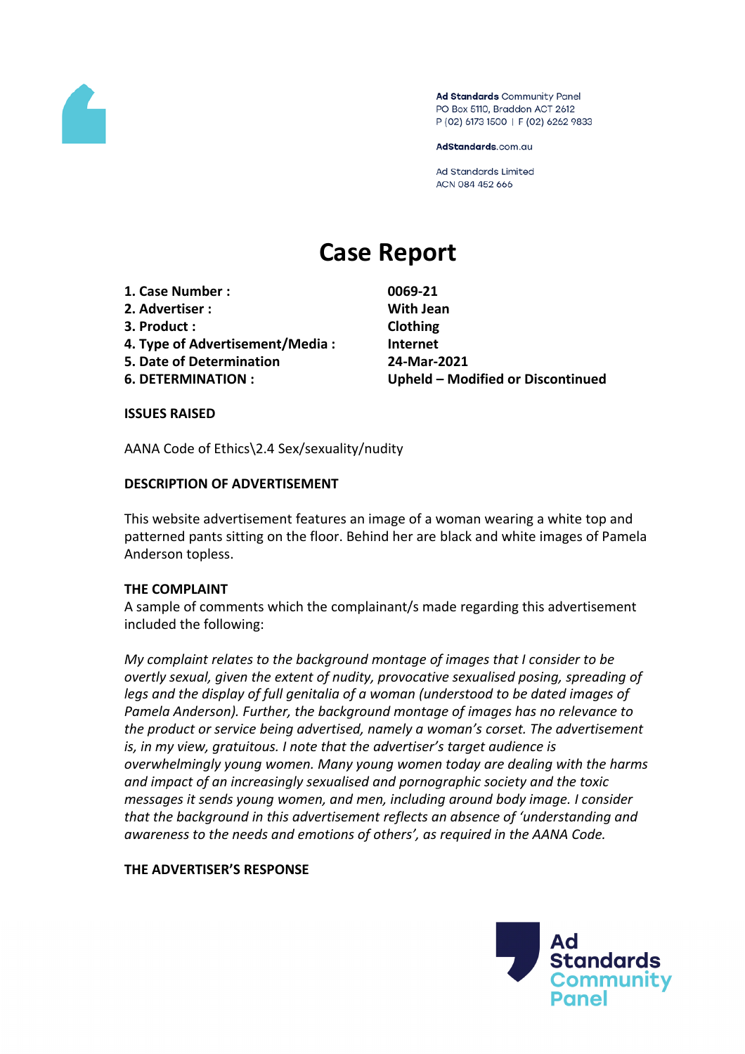Ad Standards Community Panel
PO Box 5110, Braddon ACT 2612
P (02) 6173 1500 | F (02) 6262 9833

AdStandards.com.au

Ad Standards Limited
ACN 084 452 666

# Case Report

| | |
|---|---|
| **1. Case Number :** | **0069-21** |
| **2. Advertiser :** | **With Jean** |
| **3. Product :** | **Clothing** |
| **4. Type of Advertisement/Media :** | **Internet** |
| **5. Date of Determination** | **24-Mar-2021** |
| **6. DETERMINATION :** | **Upheld – Modified or Discontinued** |

**ISSUES RAISED**

AANA Code of Ethics\2.4 Sex/sexuality/nudity

**DESCRIPTION OF ADVERTISEMENT**

This website advertisement features an image of a woman wearing a white top and patterned pants sitting on the floor. Behind her are black and white images of Pamela Anderson topless.

**THE COMPLAINT**

A sample of comments which the complainant/s made regarding this advertisement included the following:

*My complaint relates to the background montage of images that I consider to be overtly sexual, given the extent of nudity, provocative sexualised posing, spreading of legs and the display of full genitalia of a woman (understood to be dated images of Pamela Anderson). Further, the background montage of images has no relevance to the product or service being advertised, namely a woman's corset. The advertisement is, in my view, gratuitous. I note that the advertiser's target audience is overwhelmingly young women. Many young women today are dealing with the harms and impact of an increasingly sexualised and pornographic society and the toxic messages it sends young women, and men, including around body image. I consider that the background in this advertisement reflects an absence of 'understanding and awareness to the needs and emotions of others', as required in the AANA Code.*

**THE ADVERTISER'S RESPONSE**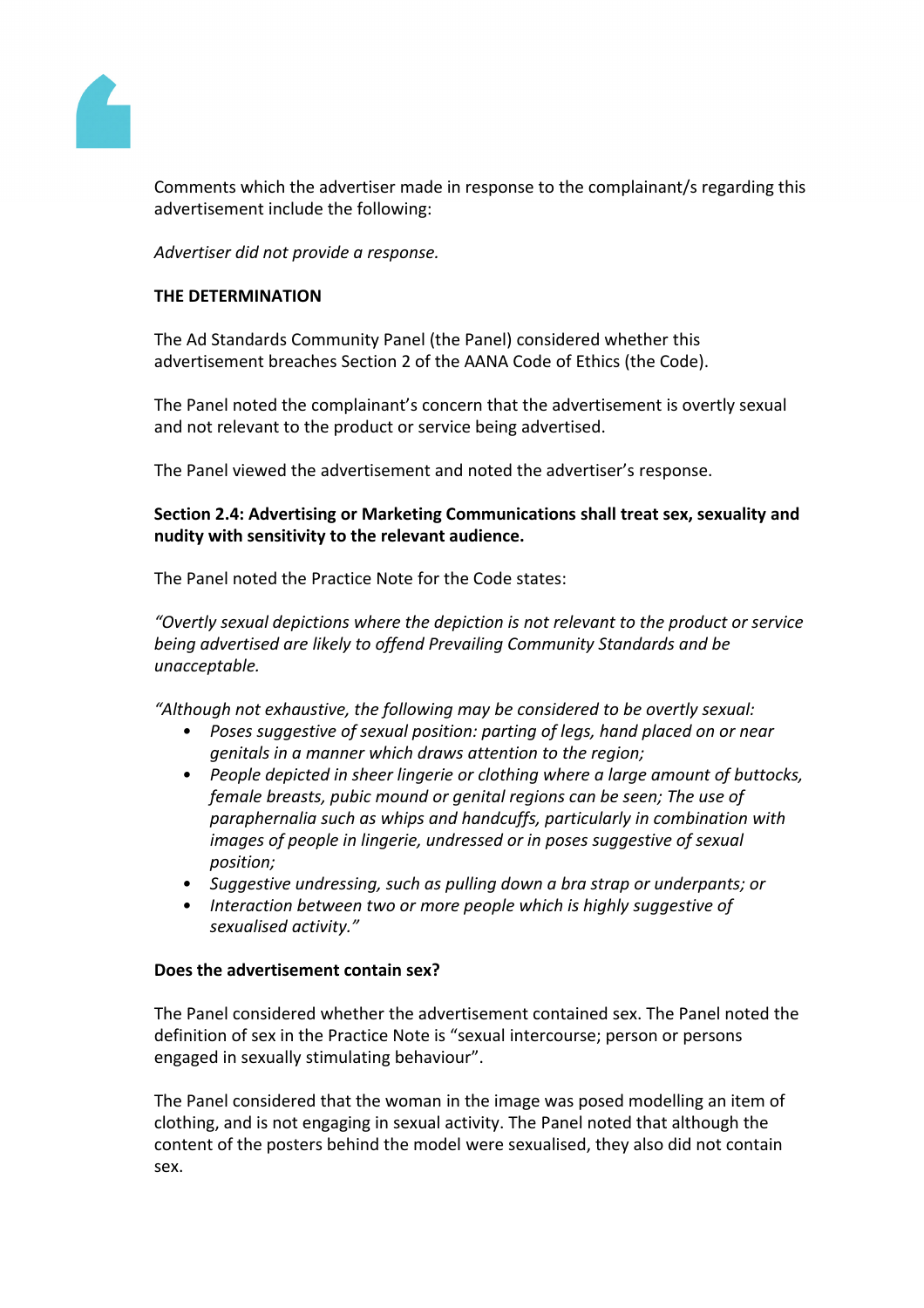Comments which the advertiser made in response to the complainant/s regarding this advertisement include the following:

*Advertiser did not provide a response.*

**THE DETERMINATION**

The Ad Standards Community Panel (the Panel) considered whether this advertisement breaches Section 2 of the AANA Code of Ethics (the Code).

The Panel noted the complainant's concern that the advertisement is overtly sexual and not relevant to the product or service being advertised.

The Panel viewed the advertisement and noted the advertiser's response.

**Section 2.4: Advertising or Marketing Communications shall treat sex, sexuality and nudity with sensitivity to the relevant audience.**

The Panel noted the Practice Note for the Code states:

*"Overtly sexual depictions where the depiction is not relevant to the product or service being advertised are likely to offend Prevailing Community Standards and be unacceptable.*

*"Although not exhaustive, the following may be considered to be overtly sexual:*

- *Poses suggestive of sexual position: parting of legs, hand placed on or near genitals in a manner which draws attention to the region;*
- *People depicted in sheer lingerie or clothing where a large amount of buttocks, female breasts, pubic mound or genital regions can be seen; The use of paraphernalia such as whips and handcuffs, particularly in combination with images of people in lingerie, undressed or in poses suggestive of sexual position;*
- *Suggestive undressing, such as pulling down a bra strap or underpants; or*
- *Interaction between two or more people which is highly suggestive of sexualised activity."*

**Does the advertisement contain sex?**

The Panel considered whether the advertisement contained sex. The Panel noted the definition of sex in the Practice Note is "sexual intercourse; person or persons engaged in sexually stimulating behaviour".

The Panel considered that the woman in the image was posed modelling an item of clothing, and is not engaging in sexual activity. The Panel noted that although the content of the posters behind the model were sexualised, they also did not contain sex.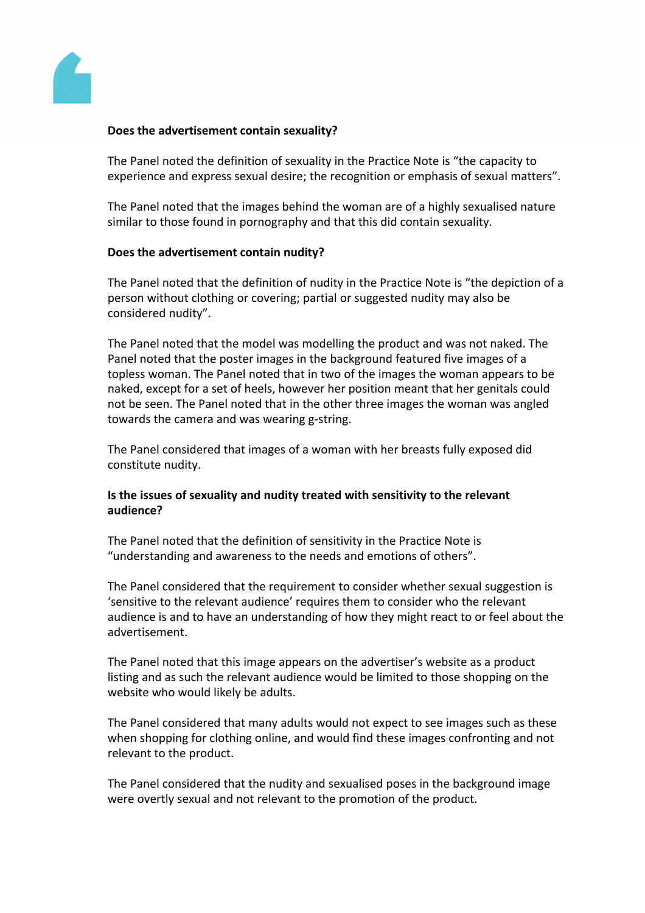**Does the advertisement contain sexuality?**

The Panel noted the definition of sexuality in the Practice Note is "the capacity to experience and express sexual desire; the recognition or emphasis of sexual matters".

The Panel noted that the images behind the woman are of a highly sexualised nature similar to those found in pornography and that this did contain sexuality.

**Does the advertisement contain nudity?**

The Panel noted that the definition of nudity in the Practice Note is "the depiction of a person without clothing or covering; partial or suggested nudity may also be considered nudity".

The Panel noted that the model was modelling the product and was not naked. The Panel noted that the poster images in the background featured five images of a topless woman. The Panel noted that in two of the images the woman appears to be naked, except for a set of heels, however her position meant that her genitals could not be seen. The Panel noted that in the other three images the woman was angled towards the camera and was wearing g-string.

The Panel considered that images of a woman with her breasts fully exposed did constitute nudity.

**Is the issues of sexuality and nudity treated with sensitivity to the relevant audience?**

The Panel noted that the definition of sensitivity in the Practice Note is "understanding and awareness to the needs and emotions of others".

The Panel considered that the requirement to consider whether sexual suggestion is 'sensitive to the relevant audience' requires them to consider who the relevant audience is and to have an understanding of how they might react to or feel about the advertisement.

The Panel noted that this image appears on the advertiser's website as a product listing and as such the relevant audience would be limited to those shopping on the website who would likely be adults.

The Panel considered that many adults would not expect to see images such as these when shopping for clothing online, and would find these images confronting and not relevant to the product.

The Panel considered that the nudity and sexualised poses in the background image were overtly sexual and not relevant to the promotion of the product.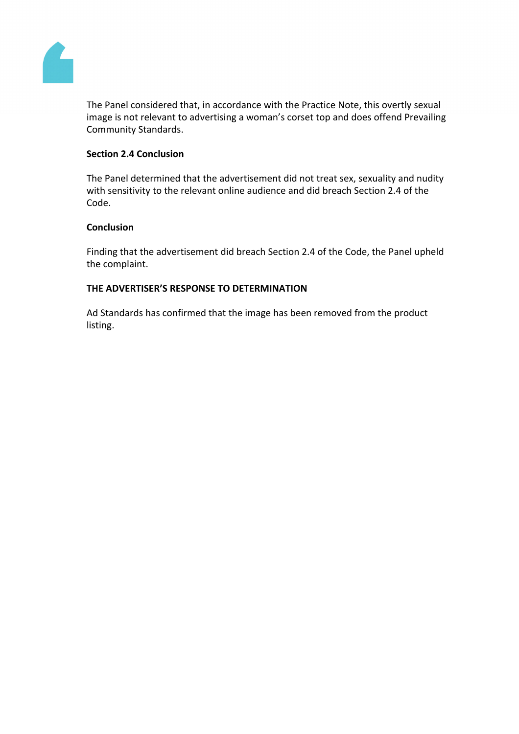The Panel considered that, in accordance with the Practice Note, this overtly sexual image is not relevant to advertising a woman's corset top and does offend Prevailing Community Standards.

**Section 2.4 Conclusion**

The Panel determined that the advertisement did not treat sex, sexuality and nudity with sensitivity to the relevant online audience and did breach Section 2.4 of the Code.

**Conclusion**

Finding that the advertisement did breach Section 2.4 of the Code, the Panel upheld the complaint.

**THE ADVERTISER'S RESPONSE TO DETERMINATION**

Ad Standards has confirmed that the image has been removed from the product listing.